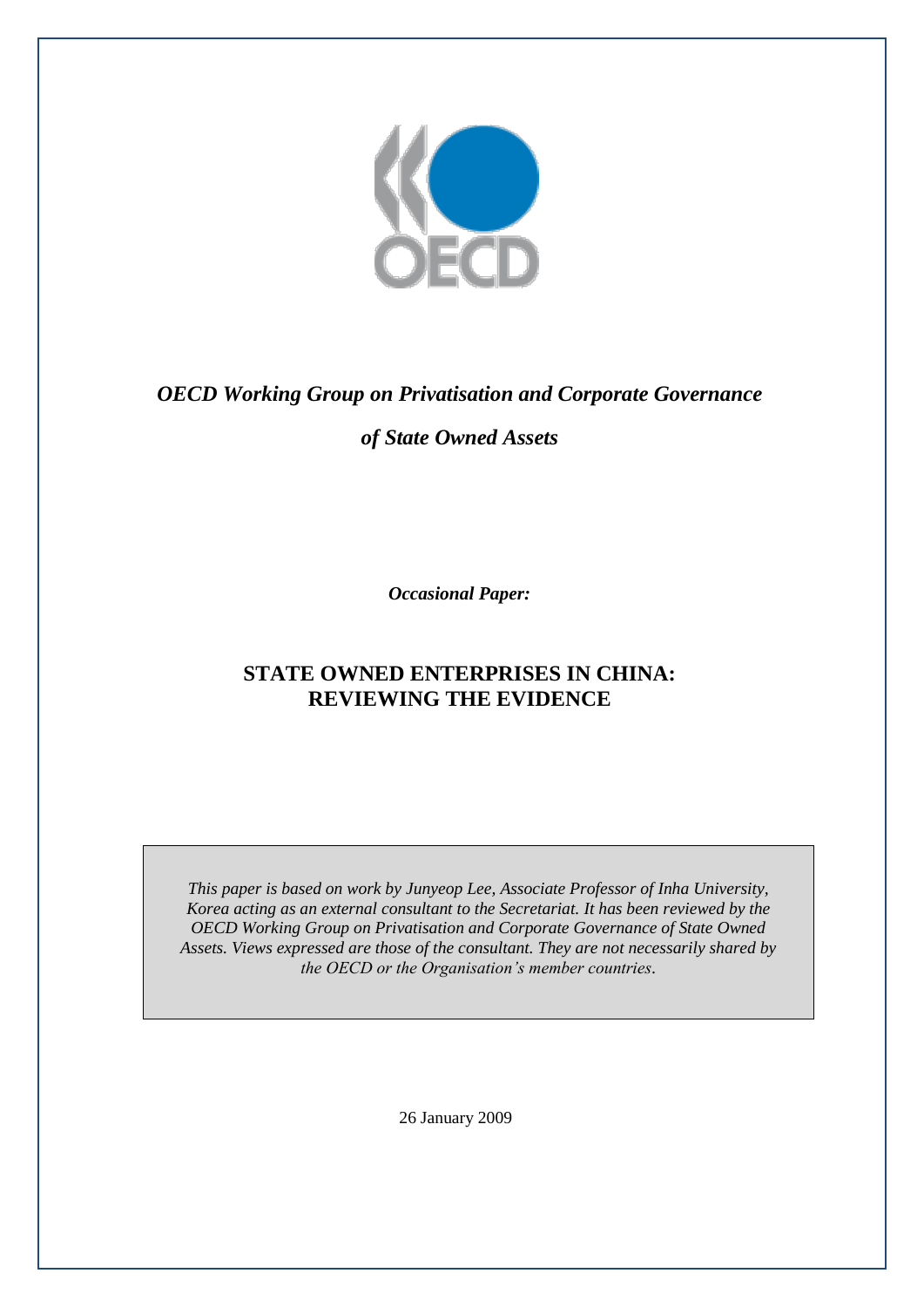*OECD Working Group on Privatisation and Corporate Governance*

*of State Owned Assets*

***Occasional Paper:***

# STATE OWNED ENTERPRISES IN CHINA: REVIEWING THE EVIDENCE

*This paper is based on work by Junyeop Lee, Associate Professor of Inha University, Korea acting as an external consultant to the Secretariat. It has been reviewed by the OECD Working Group on Privatisation and Corporate Governance of State Owned Assets. Views expressed are those of the consultant. They are not necessarily shared by the OECD or the Organisation's member countries.*

26 January 2009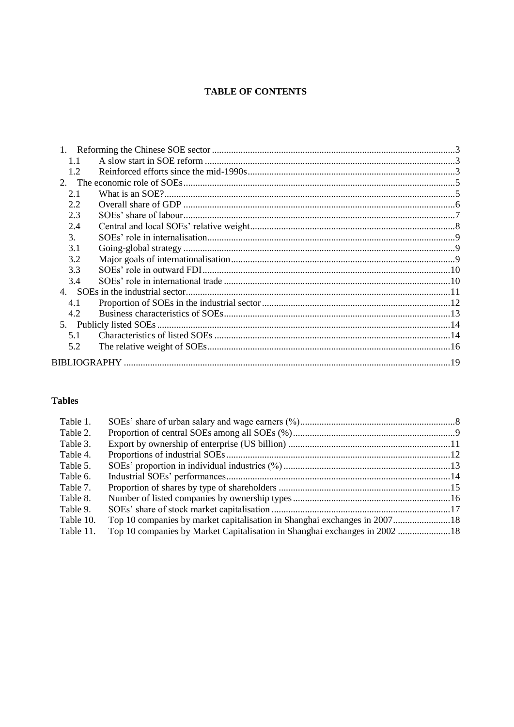**TABLE OF CONTENTS**

- 1. Reforming the Chinese SOE sector ....................................................................................................3
  - 1.1 A slow start in SOE reform ........................................................................................................3
  - 1.2 Reinforced efforts since the mid-1990s......................................................................................3
- 2. The economic role of SOEs.................................................................................................................5
  - 2.1 What is an SOE?.........................................................................................................................5
  - 2.2 Overall share of GDP .................................................................................................................6
  - 2.3 SOEs' share of labour.................................................................................................................7
  - 2.4 Central and local SOEs' relative weight.....................................................................................8
  - 3. SOEs' role in internalisation.......................................................................................................9
  - 3.1 Going-global strategy .................................................................................................................9
  - 3.2 Major goals of internationalisation.............................................................................................9
  - 3.3 SOEs' role in outward FDI.......................................................................................................10
  - 3.4 SOEs' role in international trade ..............................................................................................10
- 4. SOEs in the industrial sector..............................................................................................................11
  - 4.1 Proportion of SOEs in the industrial sector..............................................................................12
  - 4.2 Business characteristics of SOEs..............................................................................................13
- 5. Publicly listed SOEs..........................................................................................................................14
  - 5.1 Characteristics of listed SOEs ..................................................................................................14
  - 5.2 The relative weight of SOEs.....................................................................................................16

BIBLIOGRAPHY .......................................................................................................................................19

**Tables**

| | | |
|---|---|---|
| Table 1. | SOEs' share of urban salary and wage earners (%) | 8 |
| Table 2. | Proportion of central SOEs among all SOEs (%) | 9 |
| Table 3. | Export by ownership of enterprise (US billion) | 11 |
| Table 4. | Proportions of industrial SOEs | 12 |
| Table 5. | SOEs' proportion in individual industries (%) | 13 |
| Table 6. | Industrial SOEs' performances | 14 |
| Table 7. | Proportion of shares by type of shareholders | 15 |
| Table 8. | Number of listed companies by ownership types | 16 |
| Table 9. | SOEs' share of stock market capitalisation | 17 |
| Table 10. | Top 10 companies by market capitalisation in Shanghai exchanges in 2007 | 18 |
| Table 11. | Top 10 companies by Market Capitalisation in Shanghai exchanges in 2002 | 18 |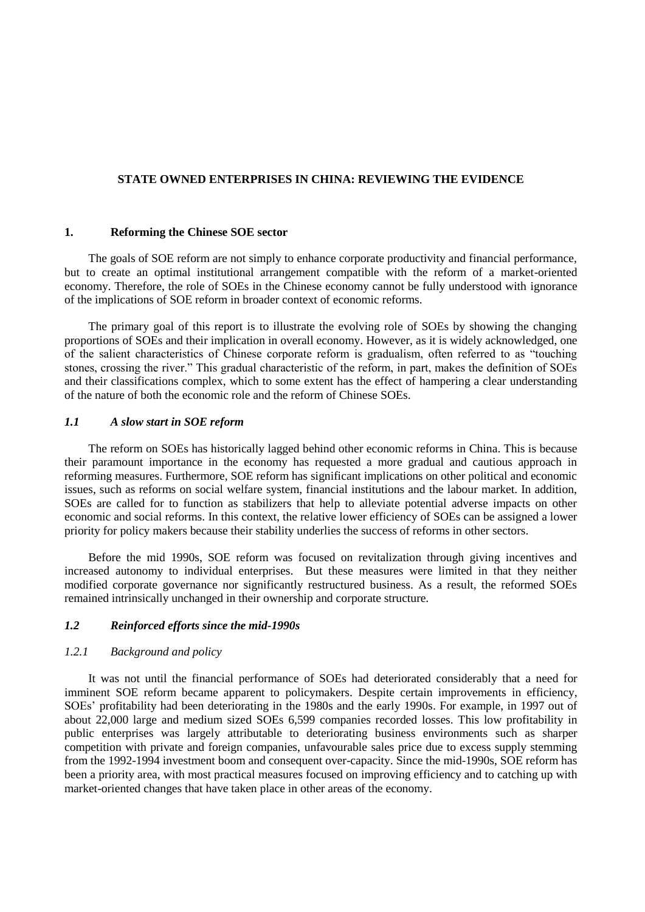**STATE OWNED ENTERPRISES IN CHINA: REVIEWING THE EVIDENCE**

## 1. Reforming the Chinese SOE sector

The goals of SOE reform are not simply to enhance corporate productivity and financial performance, but to create an optimal institutional arrangement compatible with the reform of a market-oriented economy. Therefore, the role of SOEs in the Chinese economy cannot be fully understood with ignorance of the implications of SOE reform in broader context of economic reforms.

The primary goal of this report is to illustrate the evolving role of SOEs by showing the changing proportions of SOEs and their implication in overall economy. However, as it is widely acknowledged, one of the salient characteristics of Chinese corporate reform is gradualism, often referred to as "touching stones, crossing the river." This gradual characteristic of the reform, in part, makes the definition of SOEs and their classifications complex, which to some extent has the effect of hampering a clear understanding of the nature of both the economic role and the reform of Chinese SOEs.

### *1.1 A slow start in SOE reform*

The reform on SOEs has historically lagged behind other economic reforms in China. This is because their paramount importance in the economy has requested a more gradual and cautious approach in reforming measures. Furthermore, SOE reform has significant implications on other political and economic issues, such as reforms on social welfare system, financial institutions and the labour market. In addition, SOEs are called for to function as stabilizers that help to alleviate potential adverse impacts on other economic and social reforms. In this context, the relative lower efficiency of SOEs can be assigned a lower priority for policy makers because their stability underlies the success of reforms in other sectors.

Before the mid 1990s, SOE reform was focused on revitalization through giving incentives and increased autonomy to individual enterprises. But these measures were limited in that they neither modified corporate governance nor significantly restructured business. As a result, the reformed SOEs remained intrinsically unchanged in their ownership and corporate structure.

### *1.2 Reinforced efforts since the mid-1990s*

#### *1.2.1 Background and policy*

It was not until the financial performance of SOEs had deteriorated considerably that a need for imminent SOE reform became apparent to policymakers. Despite certain improvements in efficiency, SOEs' profitability had been deteriorating in the 1980s and the early 1990s. For example, in 1997 out of about 22,000 large and medium sized SOEs 6,599 companies recorded losses. This low profitability in public enterprises was largely attributable to deteriorating business environments such as sharper competition with private and foreign companies, unfavourable sales price due to excess supply stemming from the 1992-1994 investment boom and consequent over-capacity. Since the mid-1990s, SOE reform has been a priority area, with most practical measures focused on improving efficiency and to catching up with market-oriented changes that have taken place in other areas of the economy.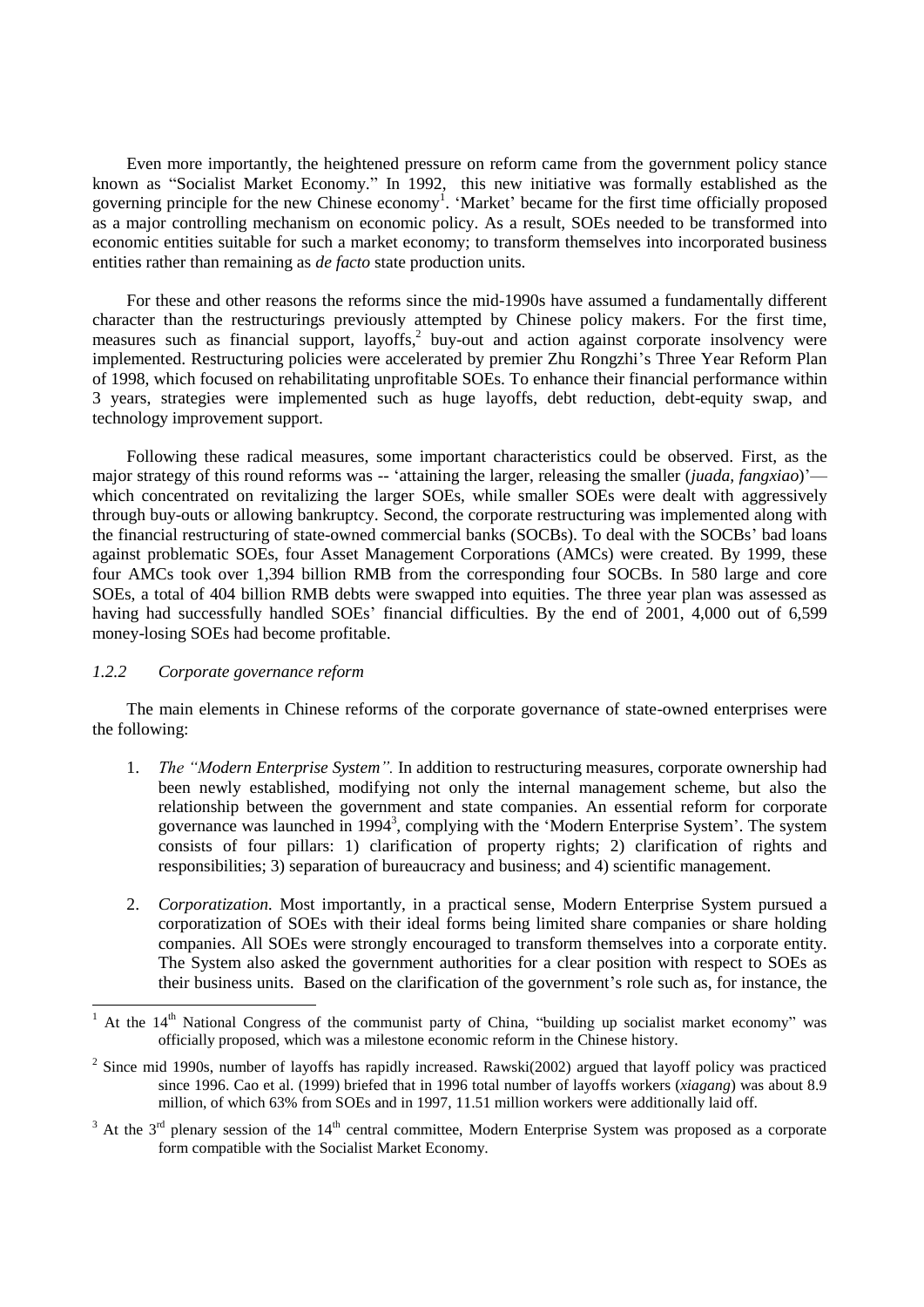Even more importantly, the heightened pressure on reform came from the government policy stance known as "Socialist Market Economy." In 1992, this new initiative was formally established as the governing principle for the new Chinese economy[1]. 'Market' became for the first time officially proposed as a major controlling mechanism on economic policy. As a result, SOEs needed to be transformed into economic entities suitable for such a market economy; to transform themselves into incorporated business entities rather than remaining as *de facto* state production units.

For these and other reasons the reforms since the mid-1990s have assumed a fundamentally different character than the restructurings previously attempted by Chinese policy makers. For the first time, measures such as financial support, layoffs,[2] buy-out and action against corporate insolvency were implemented. Restructuring policies were accelerated by premier Zhu Rongzhi's Three Year Reform Plan of 1998, which focused on rehabilitating unprofitable SOEs. To enhance their financial performance within 3 years, strategies were implemented such as huge layoffs, debt reduction, debt-equity swap, and technology improvement support.

Following these radical measures, some important characteristics could be observed. First, as the major strategy of this round reforms was -- 'attaining the larger, releasing the smaller (*juada, fangxiao*)'— which concentrated on revitalizing the larger SOEs, while smaller SOEs were dealt with aggressively through buy-outs or allowing bankruptcy. Second, the corporate restructuring was implemented along with the financial restructuring of state-owned commercial banks (SOCBs). To deal with the SOCBs' bad loans against problematic SOEs, four Asset Management Corporations (AMCs) were created. By 1999, these four AMCs took over 1,394 billion RMB from the corresponding four SOCBs. In 580 large and core SOEs, a total of 404 billion RMB debts were swapped into equities. The three year plan was assessed as having had successfully handled SOEs' financial difficulties. By the end of 2001, 4,000 out of 6,599 money-losing SOEs had become profitable.

### *1.2.2 Corporate governance reform*

The main elements in Chinese reforms of the corporate governance of state-owned enterprises were the following:

1. *The "Modern Enterprise System".* In addition to restructuring measures, corporate ownership had been newly established, modifying not only the internal management scheme, but also the relationship between the government and state companies. An essential reform for corporate governance was launched in 1994[3], complying with the 'Modern Enterprise System'. The system consists of four pillars: 1) clarification of property rights; 2) clarification of rights and responsibilities; 3) separation of bureaucracy and business; and 4) scientific management.

2. *Corporatization.* Most importantly, in a practical sense, Modern Enterprise System pursued a corporatization of SOEs with their ideal forms being limited share companies or share holding companies. All SOEs were strongly encouraged to transform themselves into a corporate entity. The System also asked the government authorities for a clear position with respect to SOEs as their business units. Based on the clarification of the government's role such as, for instance, the

---

[1] At the 14th National Congress of the communist party of China, "building up socialist market economy" was officially proposed, which was a milestone economic reform in the Chinese history.

[2] Since mid 1990s, number of layoffs has rapidly increased. Rawski(2002) argued that layoff policy was practiced since 1996. Cao et al. (1999) briefed that in 1996 total number of layoffs workers (*xiagang*) was about 8.9 million, of which 63% from SOEs and in 1997, 11.51 million workers were additionally laid off.

[3] At the 3rd plenary session of the 14th central committee, Modern Enterprise System was proposed as a corporate form compatible with the Socialist Market Economy.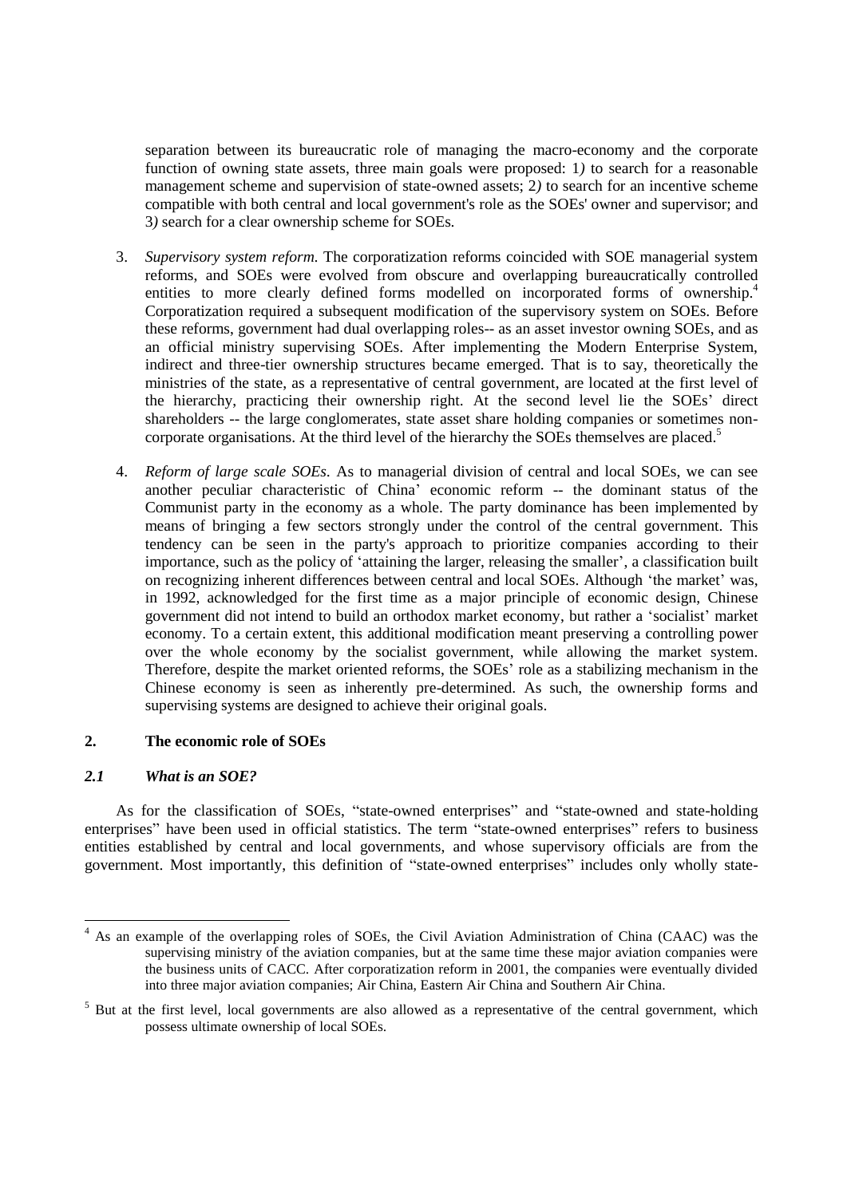separation between its bureaucratic role of managing the macro-economy and the corporate function of owning state assets, three main goals were proposed: 1*)* to search for a reasonable management scheme and supervision of state-owned assets; 2*)* to search for an incentive scheme compatible with both central and local government's role as the SOEs' owner and supervisor; and 3*)* search for a clear ownership scheme for SOEs.

3. *Supervisory system reform.* The corporatization reforms coincided with SOE managerial system reforms, and SOEs were evolved from obscure and overlapping bureaucratically controlled entities to more clearly defined forms modelled on incorporated forms of ownership.[4] Corporatization required a subsequent modification of the supervisory system on SOEs. Before these reforms, government had dual overlapping roles-- as an asset investor owning SOEs, and as an official ministry supervising SOEs. After implementing the Modern Enterprise System, indirect and three-tier ownership structures became emerged. That is to say, theoretically the ministries of the state, as a representative of central government, are located at the first level of the hierarchy, practicing their ownership right. At the second level lie the SOEs' direct shareholders -- the large conglomerates, state asset share holding companies or sometimes non-corporate organisations. At the third level of the hierarchy the SOEs themselves are placed.[5]

4. *Reform of large scale SOEs.* As to managerial division of central and local SOEs, we can see another peculiar characteristic of China' economic reform -- the dominant status of the Communist party in the economy as a whole. The party dominance has been implemented by means of bringing a few sectors strongly under the control of the central government. This tendency can be seen in the party's approach to prioritize companies according to their importance, such as the policy of 'attaining the larger, releasing the smaller', a classification built on recognizing inherent differences between central and local SOEs. Although 'the market' was, in 1992, acknowledged for the first time as a major principle of economic design, Chinese government did not intend to build an orthodox market economy, but rather a 'socialist' market economy. To a certain extent, this additional modification meant preserving a controlling power over the whole economy by the socialist government, while allowing the market system. Therefore, despite the market oriented reforms, the SOEs' role as a stabilizing mechanism in the Chinese economy is seen as inherently pre-determined. As such, the ownership forms and supervising systems are designed to achieve their original goals.

## 2. The economic role of SOEs

### *2.1 What is an SOE?*

As for the classification of SOEs, "state-owned enterprises" and "state-owned and state-holding enterprises" have been used in official statistics. The term "state-owned enterprises" refers to business entities established by central and local governments, and whose supervisory officials are from the government. Most importantly, this definition of "state-owned enterprises" includes only wholly state-

---

[4] As an example of the overlapping roles of SOEs, the Civil Aviation Administration of China (CAAC) was the supervising ministry of the aviation companies, but at the same time these major aviation companies were the business units of CACC. After corporatization reform in 2001, the companies were eventually divided into three major aviation companies; Air China, Eastern Air China and Southern Air China.

[5] But at the first level, local governments are also allowed as a representative of the central government, which possess ultimate ownership of local SOEs.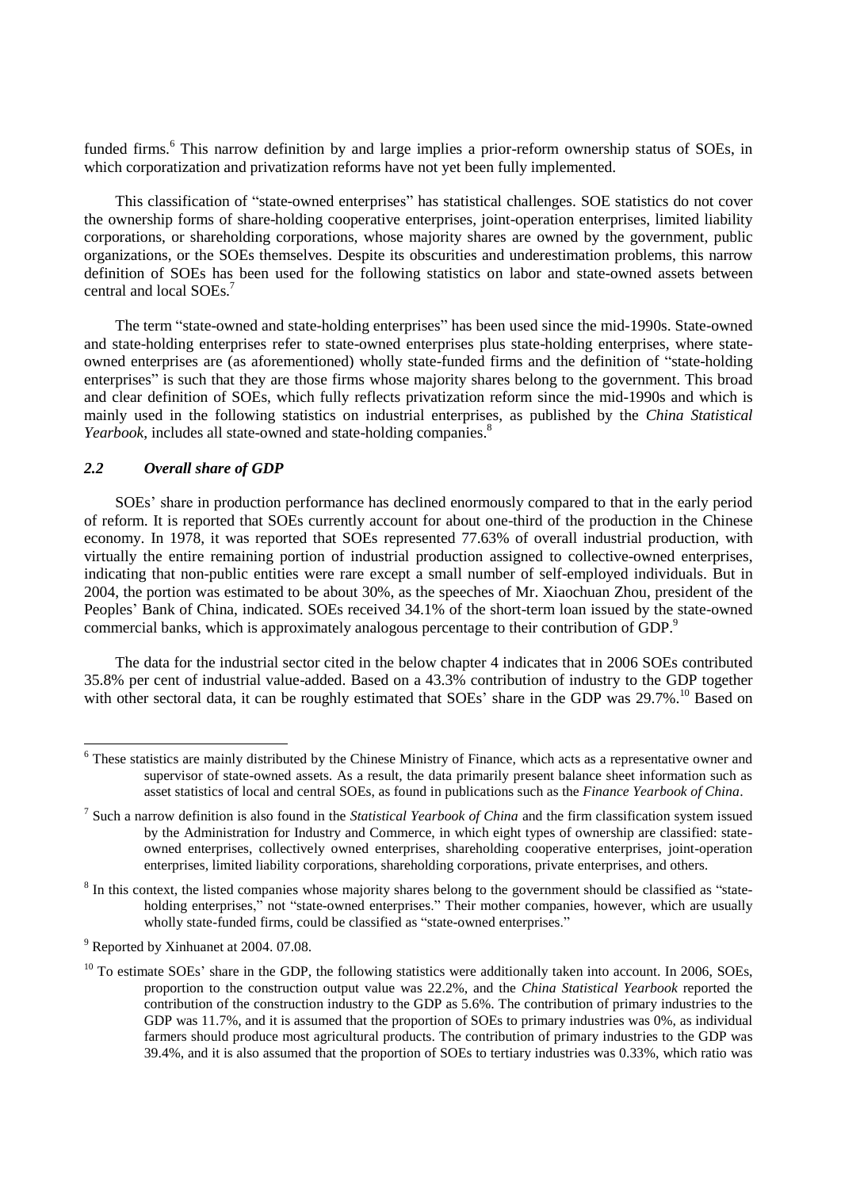funded firms.[6] This narrow definition by and large implies a prior-reform ownership status of SOEs, in which corporatization and privatization reforms have not yet been fully implemented.

This classification of "state-owned enterprises" has statistical challenges. SOE statistics do not cover the ownership forms of share-holding cooperative enterprises, joint-operation enterprises, limited liability corporations, or shareholding corporations, whose majority shares are owned by the government, public organizations, or the SOEs themselves. Despite its obscurities and underestimation problems, this narrow definition of SOEs has been used for the following statistics on labor and state-owned assets between central and local SOEs.[7]

The term "state-owned and state-holding enterprises" has been used since the mid-1990s. State-owned and state-holding enterprises refer to state-owned enterprises plus state-holding enterprises, where state-owned enterprises are (as aforementioned) wholly state-funded firms and the definition of "state-holding enterprises" is such that they are those firms whose majority shares belong to the government. This broad and clear definition of SOEs, which fully reflects privatization reform since the mid-1990s and which is mainly used in the following statistics on industrial enterprises, as published by the *China Statistical Yearbook*, includes all state-owned and state-holding companies.[8]

### *2.2 Overall share of GDP*

SOEs' share in production performance has declined enormously compared to that in the early period of reform. It is reported that SOEs currently account for about one-third of the production in the Chinese economy. In 1978, it was reported that SOEs represented 77.63% of overall industrial production, with virtually the entire remaining portion of industrial production assigned to collective-owned enterprises, indicating that non-public entities were rare except a small number of self-employed individuals. But in 2004, the portion was estimated to be about 30%, as the speeches of Mr. Xiaochuan Zhou, president of the Peoples' Bank of China, indicated. SOEs received 34.1% of the short-term loan issued by the state-owned commercial banks, which is approximately analogous percentage to their contribution of GDP.[9]

The data for the industrial sector cited in the below chapter 4 indicates that in 2006 SOEs contributed 35.8% per cent of industrial value-added. Based on a 43.3% contribution of industry to the GDP together with other sectoral data, it can be roughly estimated that SOEs' share in the GDP was 29.7%.[10] Based on

---

[6] These statistics are mainly distributed by the Chinese Ministry of Finance, which acts as a representative owner and supervisor of state-owned assets. As a result, the data primarily present balance sheet information such as asset statistics of local and central SOEs, as found in publications such as the *Finance Yearbook of China*.

[7] Such a narrow definition is also found in the *Statistical Yearbook of China* and the firm classification system issued by the Administration for Industry and Commerce, in which eight types of ownership are classified: state-owned enterprises, collectively owned enterprises, shareholding cooperative enterprises, joint-operation enterprises, limited liability corporations, shareholding corporations, private enterprises, and others.

[8] In this context, the listed companies whose majority shares belong to the government should be classified as "state-holding enterprises," not "state-owned enterprises." Their mother companies, however, which are usually wholly state-funded firms, could be classified as "state-owned enterprises."

[9] Reported by Xinhuanet at 2004. 07.08.

[10] To estimate SOEs' share in the GDP, the following statistics were additionally taken into account. In 2006, SOEs, proportion to the construction output value was 22.2%, and the *China Statistical Yearbook* reported the contribution of the construction industry to the GDP as 5.6%. The contribution of primary industries to the GDP was 11.7%, and it is assumed that the proportion of SOEs to primary industries was 0%, as individual farmers should produce most agricultural products. The contribution of primary industries to the GDP was 39.4%, and it is also assumed that the proportion of SOEs to tertiary industries was 0.33%, which ratio was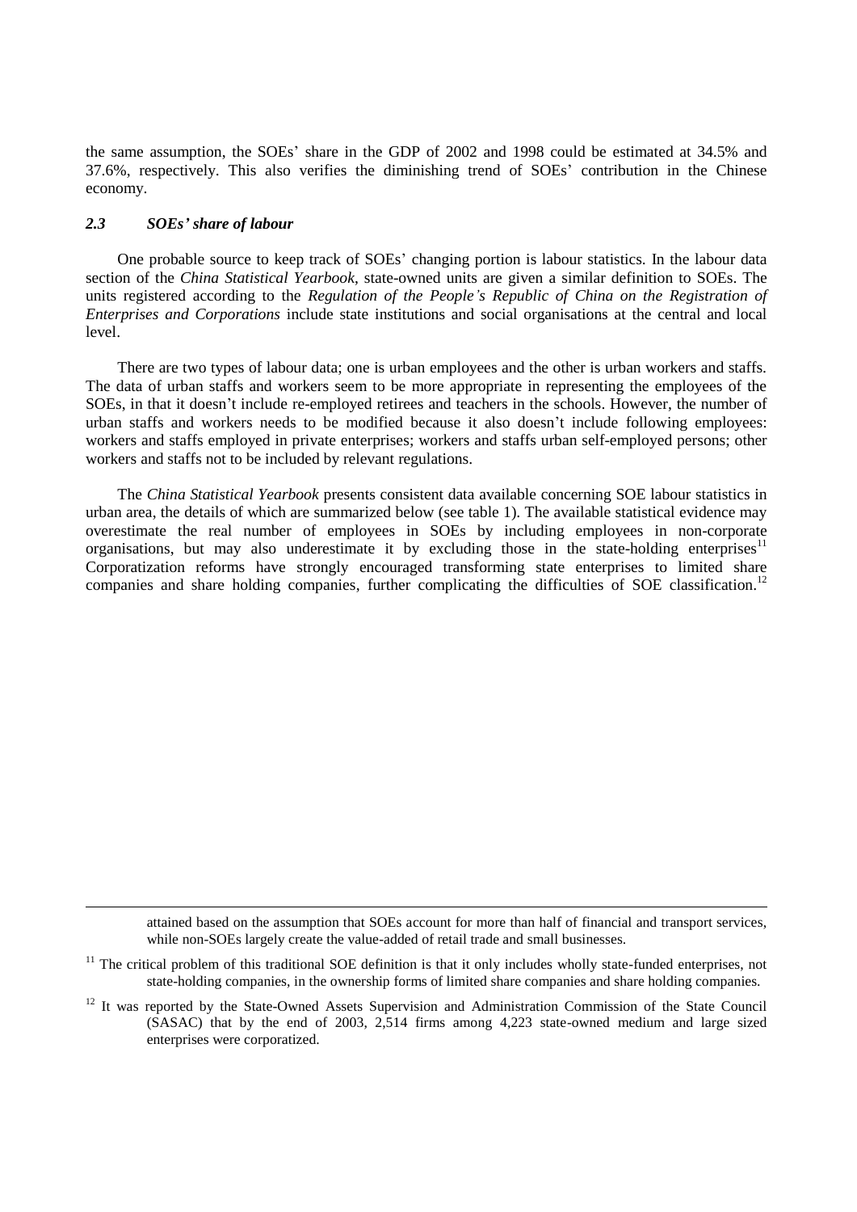the same assumption, the SOEs' share in the GDP of 2002 and 1998 could be estimated at 34.5% and 37.6%, respectively. This also verifies the diminishing trend of SOEs' contribution in the Chinese economy.

### *2.3 SOEs' share of labour*

One probable source to keep track of SOEs' changing portion is labour statistics. In the labour data section of the *China Statistical Yearbook*, state-owned units are given a similar definition to SOEs. The units registered according to the *Regulation of the People's Republic of China on the Registration of Enterprises and Corporations* include state institutions and social organisations at the central and local level.

There are two types of labour data; one is urban employees and the other is urban workers and staffs. The data of urban staffs and workers seem to be more appropriate in representing the employees of the SOEs, in that it doesn't include re-employed retirees and teachers in the schools. However, the number of urban staffs and workers needs to be modified because it also doesn't include following employees: workers and staffs employed in private enterprises; workers and staffs urban self-employed persons; other workers and staffs not to be included by relevant regulations.

The *China Statistical Yearbook* presents consistent data available concerning SOE labour statistics in urban area, the details of which are summarized below (see table 1). The available statistical evidence may overestimate the real number of employees in SOEs by including employees in non-corporate organisations, but may also underestimate it by excluding those in the state-holding enterprises[11] Corporatization reforms have strongly encouraged transforming state enterprises to limited share companies and share holding companies, further complicating the difficulties of SOE classification.[12]

---

attained based on the assumption that SOEs account for more than half of financial and transport services, while non-SOEs largely create the value-added of retail trade and small businesses.

[11] The critical problem of this traditional SOE definition is that it only includes wholly state-funded enterprises, not state-holding companies, in the ownership forms of limited share companies and share holding companies.

[12] It was reported by the State-Owned Assets Supervision and Administration Commission of the State Council (SASAC) that by the end of 2003, 2,514 firms among 4,223 state-owned medium and large sized enterprises were corporatized.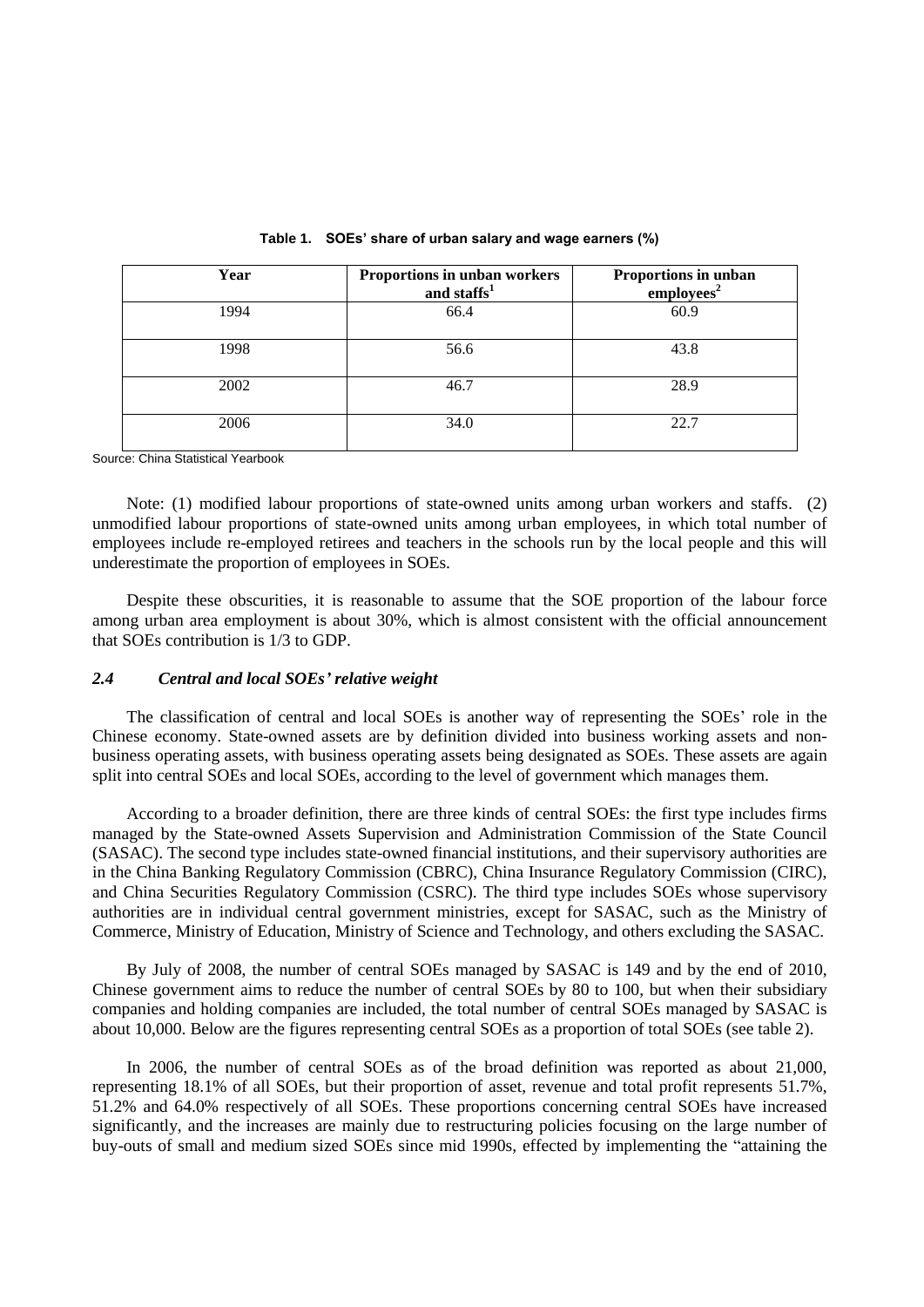**Table 1. SOEs' share of urban salary and wage earners (%)**

| Year | Proportions in unban workers and staffs[1] | Proportions in unban employees[2] |
|---|---|---|
| 1994 | 66.4 | 60.9 |
| 1998 | 56.6 | 43.8 |
| 2002 | 46.7 | 28.9 |
| 2006 | 34.0 | 22.7 |

Source: China Statistical Yearbook

Note: (1) modified labour proportions of state-owned units among urban workers and staffs. (2) unmodified labour proportions of state-owned units among urban employees, in which total number of employees include re-employed retirees and teachers in the schools run by the local people and this will underestimate the proportion of employees in SOEs.

Despite these obscurities, it is reasonable to assume that the SOE proportion of the labour force among urban area employment is about 30%, which is almost consistent with the official announcement that SOEs contribution is 1/3 to GDP.

### *2.4 Central and local SOEs' relative weight*

The classification of central and local SOEs is another way of representing the SOEs' role in the Chinese economy. State-owned assets are by definition divided into business working assets and non-business operating assets, with business operating assets being designated as SOEs. These assets are again split into central SOEs and local SOEs, according to the level of government which manages them.

According to a broader definition, there are three kinds of central SOEs: the first type includes firms managed by the State-owned Assets Supervision and Administration Commission of the State Council (SASAC). The second type includes state-owned financial institutions, and their supervisory authorities are in the China Banking Regulatory Commission (CBRC), China Insurance Regulatory Commission (CIRC), and China Securities Regulatory Commission (CSRC). The third type includes SOEs whose supervisory authorities are in individual central government ministries, except for SASAC, such as the Ministry of Commerce, Ministry of Education, Ministry of Science and Technology, and others excluding the SASAC.

By July of 2008, the number of central SOEs managed by SASAC is 149 and by the end of 2010, Chinese government aims to reduce the number of central SOEs by 80 to 100, but when their subsidiary companies and holding companies are included, the total number of central SOEs managed by SASAC is about 10,000. Below are the figures representing central SOEs as a proportion of total SOEs (see table 2).

In 2006, the number of central SOEs as of the broad definition was reported as about 21,000, representing 18.1% of all SOEs, but their proportion of asset, revenue and total profit represents 51.7%, 51.2% and 64.0% respectively of all SOEs. These proportions concerning central SOEs have increased significantly, and the increases are mainly due to restructuring policies focusing on the large number of buy-outs of small and medium sized SOEs since mid 1990s, effected by implementing the "attaining the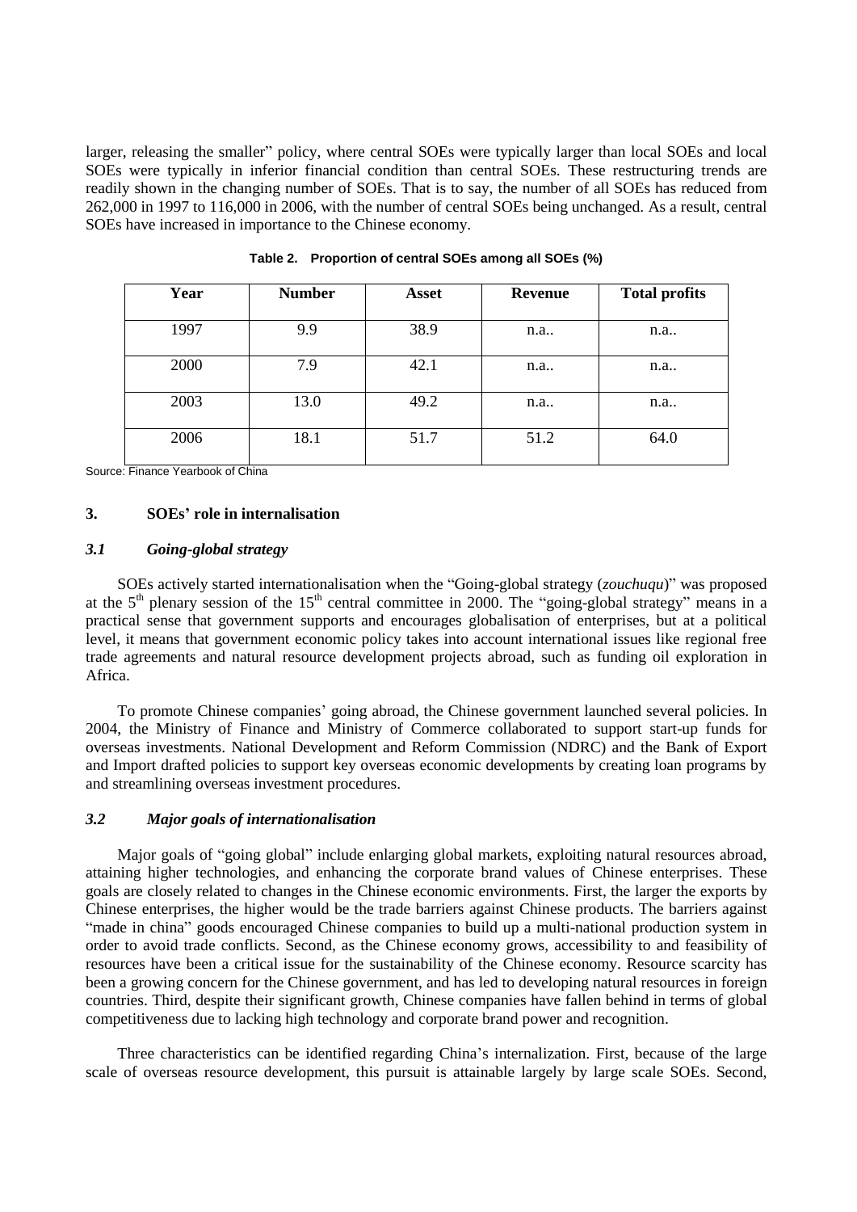larger, releasing the smaller" policy, where central SOEs were typically larger than local SOEs and local SOEs were typically in inferior financial condition than central SOEs. These restructuring trends are readily shown in the changing number of SOEs. That is to say, the number of all SOEs has reduced from 262,000 in 1997 to 116,000 in 2006, with the number of central SOEs being unchanged. As a result, central SOEs have increased in importance to the Chinese economy.

**Table 2. Proportion of central SOEs among all SOEs (%)**

| Year | Number | Asset | Revenue | Total profits |
|---|---|---|---|---|
| 1997 | 9.9 | 38.9 | n.a.. | n.a.. |
| 2000 | 7.9 | 42.1 | n.a.. | n.a.. |
| 2003 | 13.0 | 49.2 | n.a.. | n.a.. |
| 2006 | 18.1 | 51.7 | 51.2 | 64.0 |

Source: Finance Yearbook of China

## 3. SOEs' role in internalisation

### *3.1 Going-global strategy*

SOEs actively started internationalisation when the "Going-global strategy (*zouchuqu*)" was proposed at the 5th plenary session of the 15th central committee in 2000. The "going-global strategy" means in a practical sense that government supports and encourages globalisation of enterprises, but at a political level, it means that government economic policy takes into account international issues like regional free trade agreements and natural resource development projects abroad, such as funding oil exploration in Africa.

To promote Chinese companies' going abroad, the Chinese government launched several policies. In 2004, the Ministry of Finance and Ministry of Commerce collaborated to support start-up funds for overseas investments. National Development and Reform Commission (NDRC) and the Bank of Export and Import drafted policies to support key overseas economic developments by creating loan programs by and streamlining overseas investment procedures.

### *3.2 Major goals of internationalisation*

Major goals of "going global" include enlarging global markets, exploiting natural resources abroad, attaining higher technologies, and enhancing the corporate brand values of Chinese enterprises. These goals are closely related to changes in the Chinese economic environments. First, the larger the exports by Chinese enterprises, the higher would be the trade barriers against Chinese products. The barriers against "made in china" goods encouraged Chinese companies to build up a multi-national production system in order to avoid trade conflicts. Second, as the Chinese economy grows, accessibility to and feasibility of resources have been a critical issue for the sustainability of the Chinese economy. Resource scarcity has been a growing concern for the Chinese government, and has led to developing natural resources in foreign countries. Third, despite their significant growth, Chinese companies have fallen behind in terms of global competitiveness due to lacking high technology and corporate brand power and recognition.

Three characteristics can be identified regarding China's internalization. First, because of the large scale of overseas resource development, this pursuit is attainable largely by large scale SOEs. Second,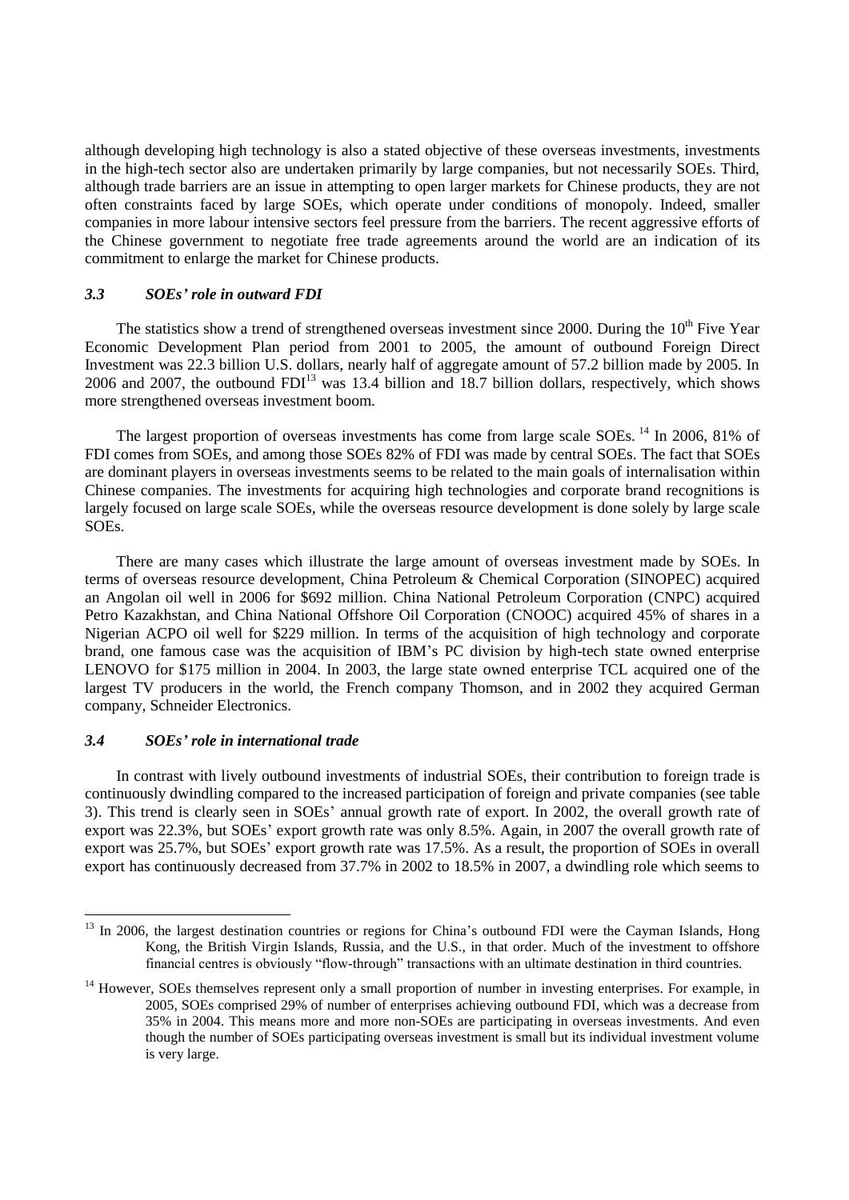although developing high technology is also a stated objective of these overseas investments, investments in the high-tech sector also are undertaken primarily by large companies, but not necessarily SOEs. Third, although trade barriers are an issue in attempting to open larger markets for Chinese products, they are not often constraints faced by large SOEs, which operate under conditions of monopoly. Indeed, smaller companies in more labour intensive sectors feel pressure from the barriers. The recent aggressive efforts of the Chinese government to negotiate free trade agreements around the world are an indication of its commitment to enlarge the market for Chinese products.

### *3.3 SOEs' role in outward FDI*

The statistics show a trend of strengthened overseas investment since 2000. During the 10th Five Year Economic Development Plan period from 2001 to 2005, the amount of outbound Foreign Direct Investment was 22.3 billion U.S. dollars, nearly half of aggregate amount of 57.2 billion made by 2005. In 2006 and 2007, the outbound FDI[13] was 13.4 billion and 18.7 billion dollars, respectively, which shows more strengthened overseas investment boom.

The largest proportion of overseas investments has come from large scale SOEs. [14] In 2006, 81% of FDI comes from SOEs, and among those SOEs 82% of FDI was made by central SOEs. The fact that SOEs are dominant players in overseas investments seems to be related to the main goals of internalisation within Chinese companies. The investments for acquiring high technologies and corporate brand recognitions is largely focused on large scale SOEs, while the overseas resource development is done solely by large scale SOEs.

There are many cases which illustrate the large amount of overseas investment made by SOEs. In terms of overseas resource development, China Petroleum & Chemical Corporation (SINOPEC) acquired an Angolan oil well in 2006 for $692 million. China National Petroleum Corporation (CNPC) acquired Petro Kazakhstan, and China National Offshore Oil Corporation (CNOOC) acquired 45% of shares in a Nigerian ACPO oil well for $229 million. In terms of the acquisition of high technology and corporate brand, one famous case was the acquisition of IBM's PC division by high-tech state owned enterprise LENOVO for $175 million in 2004. In 2003, the large state owned enterprise TCL acquired one of the largest TV producers in the world, the French company Thomson, and in 2002 they acquired German company, Schneider Electronics.

### *3.4 SOEs' role in international trade*

In contrast with lively outbound investments of industrial SOEs, their contribution to foreign trade is continuously dwindling compared to the increased participation of foreign and private companies (see table 3). This trend is clearly seen in SOEs' annual growth rate of export. In 2002, the overall growth rate of export was 22.3%, but SOEs' export growth rate was only 8.5%. Again, in 2007 the overall growth rate of export was 25.7%, but SOEs' export growth rate was 17.5%. As a result, the proportion of SOEs in overall export has continuously decreased from 37.7% in 2002 to 18.5% in 2007, a dwindling role which seems to

---

[13] In 2006, the largest destination countries or regions for China's outbound FDI were the Cayman Islands, Hong Kong, the British Virgin Islands, Russia, and the U.S., in that order. Much of the investment to offshore financial centres is obviously "flow-through" transactions with an ultimate destination in third countries.

[14] However, SOEs themselves represent only a small proportion of number in investing enterprises. For example, in 2005, SOEs comprised 29% of number of enterprises achieving outbound FDI, which was a decrease from 35% in 2004. This means more and more non-SOEs are participating in overseas investments. And even though the number of SOEs participating overseas investment is small but its individual investment volume is very large.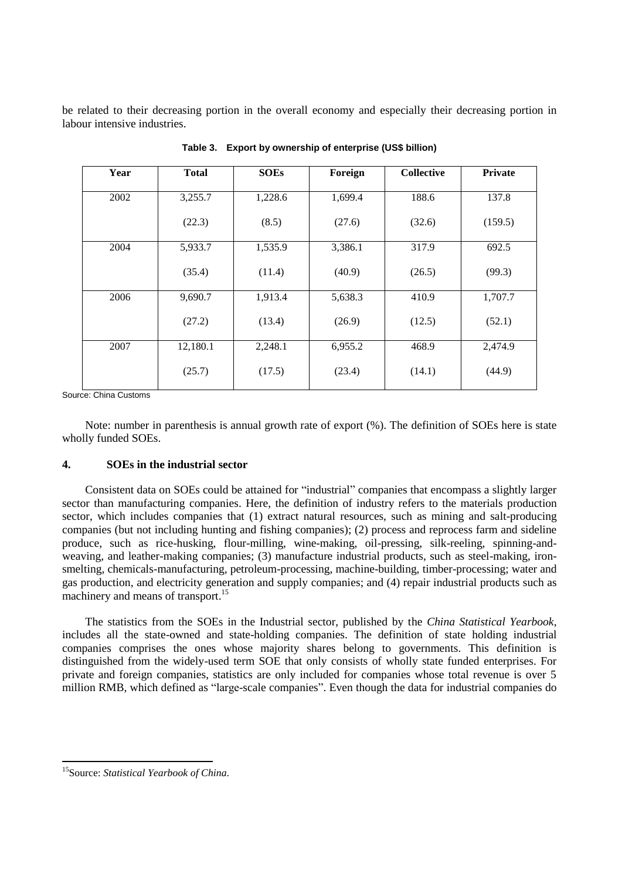be related to their decreasing portion in the overall economy and especially their decreasing portion in labour intensive industries.

**Table 3. Export by ownership of enterprise (US$ billion)**

| Year | Total | SOEs | Foreign | Collective | Private |
|---|---|---|---|---|---|
| 2002 | 3,255.7 | 1,228.6 | 1,699.4 | 188.6 | 137.8 |
| | (22.3) | (8.5) | (27.6) | (32.6) | (159.5) |
| 2004 | 5,933.7 | 1,535.9 | 3,386.1 | 317.9 | 692.5 |
| | (35.4) | (11.4) | (40.9) | (26.5) | (99.3) |
| 2006 | 9,690.7 | 1,913.4 | 5,638.3 | 410.9 | 1,707.7 |
| | (27.2) | (13.4) | (26.9) | (12.5) | (52.1) |
| 2007 | 12,180.1 | 2,248.1 | 6,955.2 | 468.9 | 2,474.9 |
| | (25.7) | (17.5) | (23.4) | (14.1) | (44.9) |

Source: China Customs

Note: number in parenthesis is annual growth rate of export (%). The definition of SOEs here is state wholly funded SOEs.

## 4. SOEs in the industrial sector

Consistent data on SOEs could be attained for "industrial" companies that encompass a slightly larger sector than manufacturing companies. Here, the definition of industry refers to the materials production sector, which includes companies that (1) extract natural resources, such as mining and salt-producing companies (but not including hunting and fishing companies); (2) process and reprocess farm and sideline produce, such as rice-husking, flour-milling, wine-making, oil-pressing, silk-reeling, spinning-and-weaving, and leather-making companies; (3) manufacture industrial products, such as steel-making, iron-smelting, chemicals-manufacturing, petroleum-processing, machine-building, timber-processing; water and gas production, and electricity generation and supply companies; and (4) repair industrial products such as machinery and means of transport.[15]

The statistics from the SOEs in the Industrial sector, published by the *China Statistical Yearbook*, includes all the state-owned and state-holding companies. The definition of state holding industrial companies comprises the ones whose majority shares belong to governments. This definition is distinguished from the widely-used term SOE that only consists of wholly state funded enterprises. For private and foreign companies, statistics are only included for companies whose total revenue is over 5 million RMB, which defined as "large-scale companies". Even though the data for industrial companies do

[15] Source: *Statistical Yearbook of China*.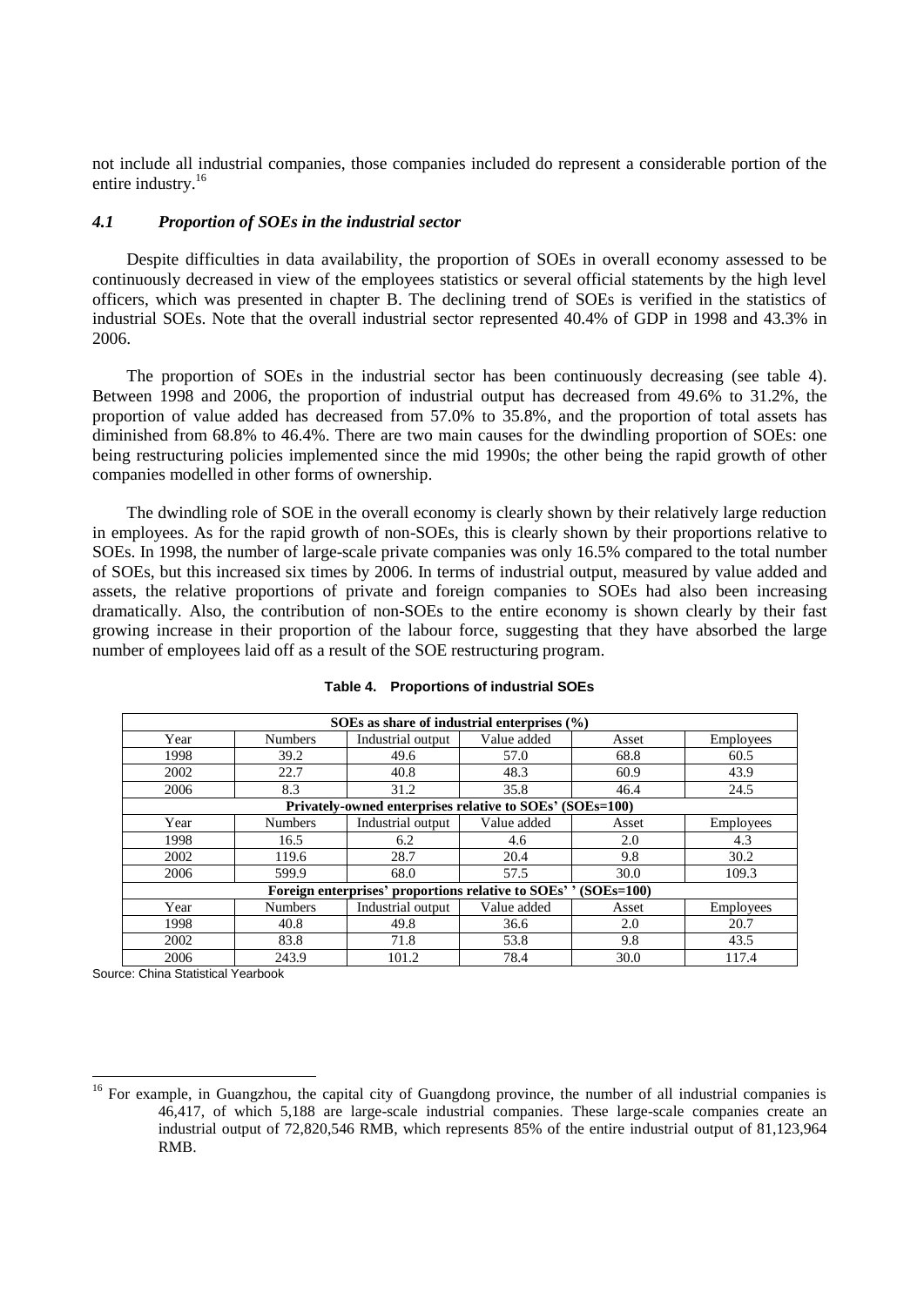not include all industrial companies, those companies included do represent a considerable portion of the entire industry.[16]

### *4.1 Proportion of SOEs in the industrial sector*

Despite difficulties in data availability, the proportion of SOEs in overall economy assessed to be continuously decreased in view of the employees statistics or several official statements by the high level officers, which was presented in chapter B. The declining trend of SOEs is verified in the statistics of industrial SOEs. Note that the overall industrial sector represented 40.4% of GDP in 1998 and 43.3% in 2006.

The proportion of SOEs in the industrial sector has been continuously decreasing (see table 4). Between 1998 and 2006, the proportion of industrial output has decreased from 49.6% to 31.2%, the proportion of value added has decreased from 57.0% to 35.8%, and the proportion of total assets has diminished from 68.8% to 46.4%. There are two main causes for the dwindling proportion of SOEs: one being restructuring policies implemented since the mid 1990s; the other being the rapid growth of other companies modelled in other forms of ownership.

The dwindling role of SOE in the overall economy is clearly shown by their relatively large reduction in employees. As for the rapid growth of non-SOEs, this is clearly shown by their proportions relative to SOEs. In 1998, the number of large-scale private companies was only 16.5% compared to the total number of SOEs, but this increased six times by 2006. In terms of industrial output, measured by value added and assets, the relative proportions of private and foreign companies to SOEs had also been increasing dramatically. Also, the contribution of non-SOEs to the entire economy is shown clearly by their fast growing increase in their proportion of the labour force, suggesting that they have absorbed the large number of employees laid off as a result of the SOE restructuring program.

**Table 4. Proportions of industrial SOEs**

| **SOEs as share of industrial enterprises (%)** | | | | | |
|---|---|---|---|---|---|
| Year | Numbers | Industrial output | Value added | Asset | Employees |
| 1998 | 39.2 | 49.6 | 57.0 | 68.8 | 60.5 |
| 2002 | 22.7 | 40.8 | 48.3 | 60.9 | 43.9 |
| 2006 | 8.3 | 31.2 | 35.8 | 46.4 | 24.5 |
| **Privately-owned enterprises relative to SOEs' (SOEs=100)** | | | | | |
| Year | Numbers | Industrial output | Value added | Asset | Employees |
| 1998 | 16.5 | 6.2 | 4.6 | 2.0 | 4.3 |
| 2002 | 119.6 | 28.7 | 20.4 | 9.8 | 30.2 |
| 2006 | 599.9 | 68.0 | 57.5 | 30.0 | 109.3 |
| **Foreign enterprises' proportions relative to SOEs' ' (SOEs=100)** | | | | | |
| Year | Numbers | Industrial output | Value added | Asset | Employees |
| 1998 | 40.8 | 49.8 | 36.6 | 2.0 | 20.7 |
| 2002 | 83.8 | 71.8 | 53.8 | 9.8 | 43.5 |
| 2006 | 243.9 | 101.2 | 78.4 | 30.0 | 117.4 |

Source: China Statistical Yearbook

[16] For example, in Guangzhou, the capital city of Guangdong province, the number of all industrial companies is 46,417, of which 5,188 are large-scale industrial companies. These large-scale companies create an industrial output of 72,820,546 RMB, which represents 85% of the entire industrial output of 81,123,964 RMB.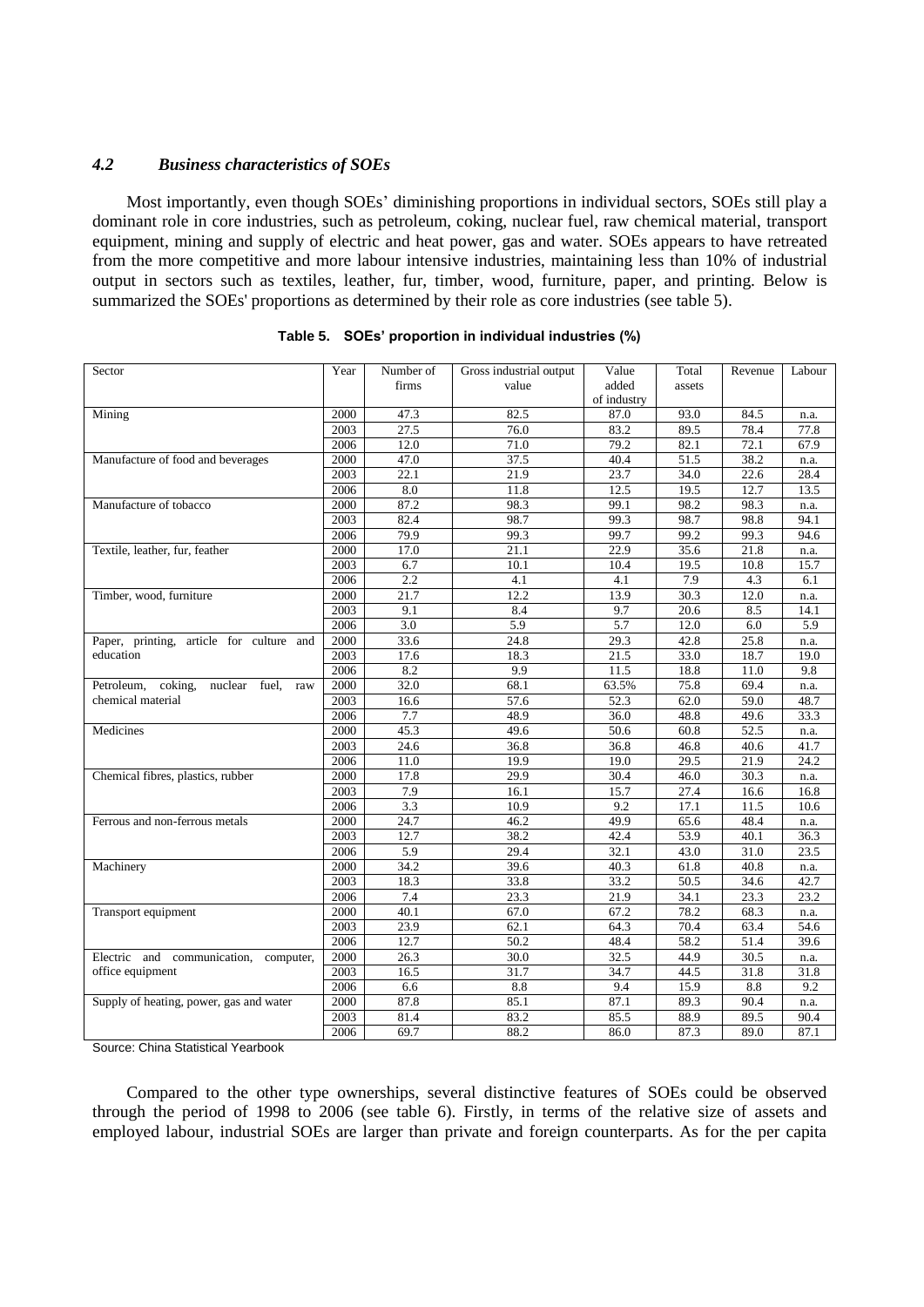### *4.2 Business characteristics of SOEs*

Most importantly, even though SOEs' diminishing proportions in individual sectors, SOEs still play a dominant role in core industries, such as petroleum, coking, nuclear fuel, raw chemical material, transport equipment, mining and supply of electric and heat power, gas and water. SOEs appears to have retreated from the more competitive and more labour intensive industries, maintaining less than 10% of industrial output in sectors such as textiles, leather, fur, timber, wood, furniture, paper, and printing. Below is summarized the SOEs' proportions as determined by their role as core industries (see table 5).

**Table 5. SOEs' proportion in individual industries (%)**

| Sector | Year | Number of firms | Gross industrial output value | Value added of industry | Total assets | Revenue | Labour |
|---|---|---|---|---|---|---|---|
| Mining | 2000 | 47.3 | 82.5 | 87.0 | 93.0 | 84.5 | n.a. |
| | 2003 | 27.5 | 76.0 | 83.2 | 89.5 | 78.4 | 77.8 |
| | 2006 | 12.0 | 71.0 | 79.2 | 82.1 | 72.1 | 67.9 |
| Manufacture of food and beverages | 2000 | 47.0 | 37.5 | 40.4 | 51.5 | 38.2 | n.a. |
| | 2003 | 22.1 | 21.9 | 23.7 | 34.0 | 22.6 | 28.4 |
| | 2006 | 8.0 | 11.8 | 12.5 | 19.5 | 12.7 | 13.5 |
| Manufacture of tobacco | 2000 | 87.2 | 98.3 | 99.1 | 98.2 | 98.3 | n.a. |
| | 2003 | 82.4 | 98.7 | 99.3 | 98.7 | 98.8 | 94.1 |
| | 2006 | 79.9 | 99.3 | 99.7 | 99.2 | 99.3 | 94.6 |
| Textile, leather, fur, feather | 2000 | 17.0 | 21.1 | 22.9 | 35.6 | 21.8 | n.a. |
| | 2003 | 6.7 | 10.1 | 10.4 | 19.5 | 10.8 | 15.7 |
| | 2006 | 2.2 | 4.1 | 4.1 | 7.9 | 4.3 | 6.1 |
| Timber, wood, furniture | 2000 | 21.7 | 12.2 | 13.9 | 30.3 | 12.0 | n.a. |
| | 2003 | 9.1 | 8.4 | 9.7 | 20.6 | 8.5 | 14.1 |
| | 2006 | 3.0 | 5.9 | 5.7 | 12.0 | 6.0 | 5.9 |
| Paper, printing, article for culture and education | 2000 | 33.6 | 24.8 | 29.3 | 42.8 | 25.8 | n.a. |
| | 2003 | 17.6 | 18.3 | 21.5 | 33.0 | 18.7 | 19.0 |
| | 2006 | 8.2 | 9.9 | 11.5 | 18.8 | 11.0 | 9.8 |
| Petroleum, coking, nuclear fuel, raw chemical material | 2000 | 32.0 | 68.1 | 63.5% | 75.8 | 69.4 | n.a. |
| | 2003 | 16.6 | 57.6 | 52.3 | 62.0 | 59.0 | 48.7 |
| | 2006 | 7.7 | 48.9 | 36.0 | 48.8 | 49.6 | 33.3 |
| Medicines | 2000 | 45.3 | 49.6 | 50.6 | 60.8 | 52.5 | n.a. |
| | 2003 | 24.6 | 36.8 | 36.8 | 46.8 | 40.6 | 41.7 |
| | 2006 | 11.0 | 19.9 | 19.0 | 29.5 | 21.9 | 24.2 |
| Chemical fibres, plastics, rubber | 2000 | 17.8 | 29.9 | 30.4 | 46.0 | 30.3 | n.a. |
| | 2003 | 7.9 | 16.1 | 15.7 | 27.4 | 16.6 | 16.8 |
| | 2006 | 3.3 | 10.9 | 9.2 | 17.1 | 11.5 | 10.6 |
| Ferrous and non-ferrous metals | 2000 | 24.7 | 46.2 | 49.9 | 65.6 | 48.4 | n.a. |
| | 2003 | 12.7 | 38.2 | 42.4 | 53.9 | 40.1 | 36.3 |
| | 2006 | 5.9 | 29.4 | 32.1 | 43.0 | 31.0 | 23.5 |
| Machinery | 2000 | 34.2 | 39.6 | 40.3 | 61.8 | 40.8 | n.a. |
| | 2003 | 18.3 | 33.8 | 33.2 | 50.5 | 34.6 | 42.7 |
| | 2006 | 7.4 | 23.3 | 21.9 | 34.1 | 23.3 | 23.2 |
| Transport equipment | 2000 | 40.1 | 67.0 | 67.2 | 78.2 | 68.3 | n.a. |
| | 2003 | 23.9 | 62.1 | 64.3 | 70.4 | 63.4 | 54.6 |
| | 2006 | 12.7 | 50.2 | 48.4 | 58.2 | 51.4 | 39.6 |
| Electric and communication, computer, office equipment | 2000 | 26.3 | 30.0 | 32.5 | 44.9 | 30.5 | n.a. |
| | 2003 | 16.5 | 31.7 | 34.7 | 44.5 | 31.8 | 31.8 |
| | 2006 | 6.6 | 8.8 | 9.4 | 15.9 | 8.8 | 9.2 |
| Supply of heating, power, gas and water | 2000 | 87.8 | 85.1 | 87.1 | 89.3 | 90.4 | n.a. |
| | 2003 | 81.4 | 83.2 | 85.5 | 88.9 | 89.5 | 90.4 |
| | 2006 | 69.7 | 88.2 | 86.0 | 87.3 | 89.0 | 87.1 |

Source: China Statistical Yearbook

Compared to the other type ownerships, several distinctive features of SOEs could be observed through the period of 1998 to 2006 (see table 6). Firstly, in terms of the relative size of assets and employed labour, industrial SOEs are larger than private and foreign counterparts. As for the per capita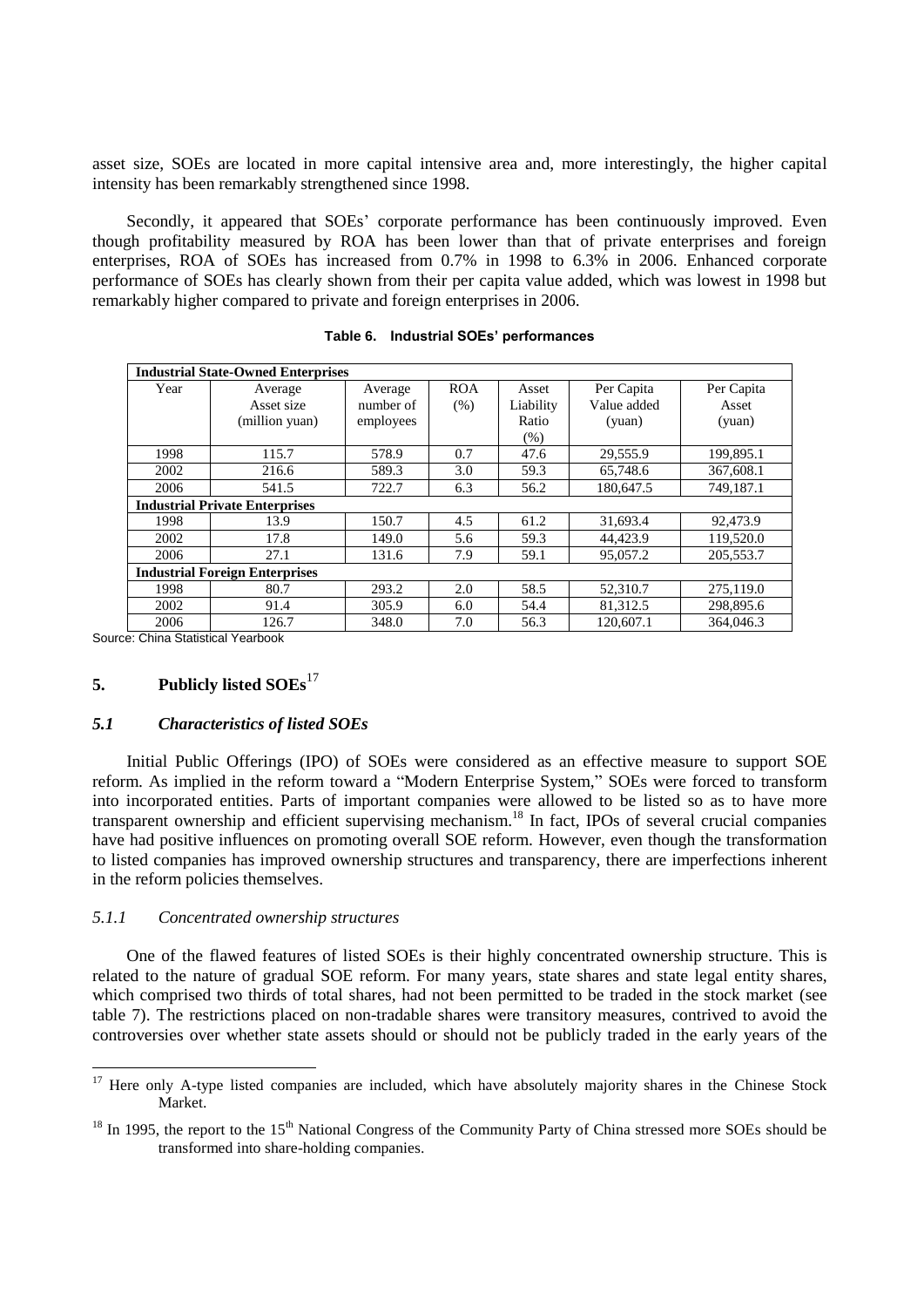asset size, SOEs are located in more capital intensive area and, more interestingly, the higher capital intensity has been remarkably strengthened since 1998.

Secondly, it appeared that SOEs' corporate performance has been continuously improved. Even though profitability measured by ROA has been lower than that of private enterprises and foreign enterprises, ROA of SOEs has increased from 0.7% in 1998 to 6.3% in 2006. Enhanced corporate performance of SOEs has clearly shown from their per capita value added, which was lowest in 1998 but remarkably higher compared to private and foreign enterprises in 2006.

**Table 6. Industrial SOEs' performances**

| Year | Average Asset size (million yuan) | Average number of employees | ROA (%) | Asset Liability Ratio (%) | Per Capita Value added (yuan) | Per Capita Asset (yuan) |
|---|---|---|---|---|---|---|
| **Industrial State-Owned Enterprises** | | | | | | |
| 1998 | 115.7 | 578.9 | 0.7 | 47.6 | 29,555.9 | 199,895.1 |
| 2002 | 216.6 | 589.3 | 3.0 | 59.3 | 65,748.6 | 367,608.1 |
| 2006 | 541.5 | 722.7 | 6.3 | 56.2 | 180,647.5 | 749,187.1 |
| **Industrial Private Enterprises** | | | | | | |
| 1998 | 13.9 | 150.7 | 4.5 | 61.2 | 31,693.4 | 92,473.9 |
| 2002 | 17.8 | 149.0 | 5.6 | 59.3 | 44,423.9 | 119,520.0 |
| 2006 | 27.1 | 131.6 | 7.9 | 59.1 | 95,057.2 | 205,553.7 |
| **Industrial Foreign Enterprises** | | | | | | |
| 1998 | 80.7 | 293.2 | 2.0 | 58.5 | 52,310.7 | 275,119.0 |
| 2002 | 91.4 | 305.9 | 6.0 | 54.4 | 81,312.5 | 298,895.6 |
| 2006 | 126.7 | 348.0 | 7.0 | 56.3 | 120,607.1 | 364,046.3 |

Source: China Statistical Yearbook

## 5. Publicly listed SOEs[17]

### *5.1 Characteristics of listed SOEs*

Initial Public Offerings (IPO) of SOEs were considered as an effective measure to support SOE reform. As implied in the reform toward a "Modern Enterprise System," SOEs were forced to transform into incorporated entities. Parts of important companies were allowed to be listed so as to have more transparent ownership and efficient supervising mechanism.[18] In fact, IPOs of several crucial companies have had positive influences on promoting overall SOE reform. However, even though the transformation to listed companies has improved ownership structures and transparency, there are imperfections inherent in the reform policies themselves.

#### *5.1.1 Concentrated ownership structures*

One of the flawed features of listed SOEs is their highly concentrated ownership structure. This is related to the nature of gradual SOE reform. For many years, state shares and state legal entity shares, which comprised two thirds of total shares, had not been permitted to be traded in the stock market (see table 7). The restrictions placed on non-tradable shares were transitory measures, contrived to avoid the controversies over whether state assets should or should not be publicly traded in the early years of the

---

[17] Here only A-type listed companies are included, which have absolutely majority shares in the Chinese Stock Market.

[18] In 1995, the report to the 15th National Congress of the Community Party of China stressed more SOEs should be transformed into share-holding companies.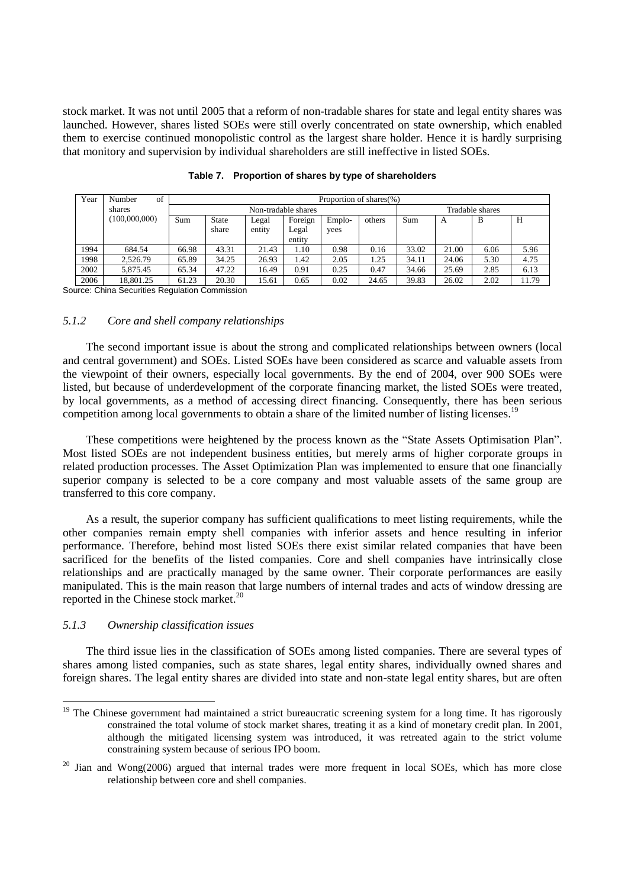stock market. It was not until 2005 that a reform of non-tradable shares for state and legal entity shares was launched. However, shares listed SOEs were still overly concentrated on state ownership, which enabled them to exercise continued monopolistic control as the largest share holder. Hence it is hardly surprising that monitory and supervision by individual shareholders are still ineffective in listed SOEs.

**Table 7. Proportion of shares by type of shareholders**

| Year | Number of shares (100,000,000) | Proportion of shares(%) | | | | | | | | | |
|---|---|---|---|---|---|---|---|---|---|---|---|
| | | Non-tradable shares | | | | | | Tradable shares | | | |
| | | Sum | State share | Legal entity | Foreign Legal entity | Emplo-yees | others | Sum | A | B | H |
| 1994 | 684.54 | 66.98 | 43.31 | 21.43 | 1.10 | 0.98 | 0.16 | 33.02 | 21.00 | 6.06 | 5.96 |
| 1998 | 2,526.79 | 65.89 | 34.25 | 26.93 | 1.42 | 2.05 | 1.25 | 34.11 | 24.06 | 5.30 | 4.75 |
| 2002 | 5,875.45 | 65.34 | 47.22 | 16.49 | 0.91 | 0.25 | 0.47 | 34.66 | 25.69 | 2.85 | 6.13 |
| 2006 | 18,801.25 | 61.23 | 20.30 | 15.61 | 0.65 | 0.02 | 24.65 | 39.83 | 26.02 | 2.02 | 11.79 |

Source: China Securities Regulation Commission

### *5.1.2 Core and shell company relationships*

The second important issue is about the strong and complicated relationships between owners (local and central government) and SOEs. Listed SOEs have been considered as scarce and valuable assets from the viewpoint of their owners, especially local governments. By the end of 2004, over 900 SOEs were listed, but because of underdevelopment of the corporate financing market, the listed SOEs were treated, by local governments, as a method of accessing direct financing. Consequently, there has been serious competition among local governments to obtain a share of the limited number of listing licenses.[19]

These competitions were heightened by the process known as the "State Assets Optimisation Plan". Most listed SOEs are not independent business entities, but merely arms of higher corporate groups in related production processes. The Asset Optimization Plan was implemented to ensure that one financially superior company is selected to be a core company and most valuable assets of the same group are transferred to this core company.

As a result, the superior company has sufficient qualifications to meet listing requirements, while the other companies remain empty shell companies with inferior assets and hence resulting in inferior performance. Therefore, behind most listed SOEs there exist similar related companies that have been sacrificed for the benefits of the listed companies. Core and shell companies have intrinsically close relationships and are practically managed by the same owner. Their corporate performances are easily manipulated. This is the main reason that large numbers of internal trades and acts of window dressing are reported in the Chinese stock market.[20]

### *5.1.3 Ownership classification issues*

The third issue lies in the classification of SOEs among listed companies. There are several types of shares among listed companies, such as state shares, legal entity shares, individually owned shares and foreign shares. The legal entity shares are divided into state and non-state legal entity shares, but are often

[19] The Chinese government had maintained a strict bureaucratic screening system for a long time. It has rigorously constrained the total volume of stock market shares, treating it as a kind of monetary credit plan. In 2001, although the mitigated licensing system was introduced, it was retreated again to the strict volume constraining system because of serious IPO boom.

[20] Jian and Wong(2006) argued that internal trades were more frequent in local SOEs, which has more close relationship between core and shell companies.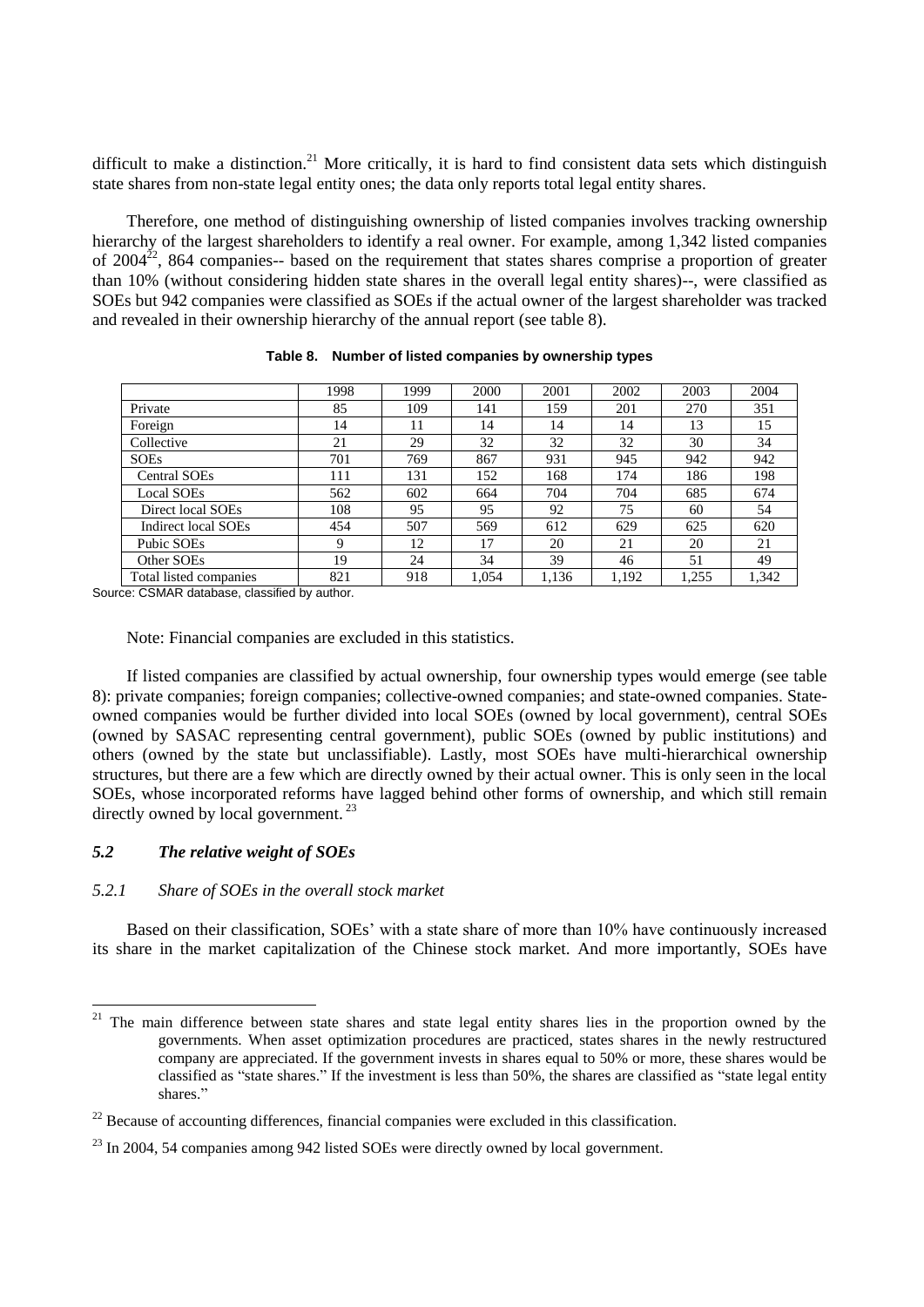difficult to make a distinction.[21] More critically, it is hard to find consistent data sets which distinguish state shares from non-state legal entity ones; the data only reports total legal entity shares.

Therefore, one method of distinguishing ownership of listed companies involves tracking ownership hierarchy of the largest shareholders to identify a real owner. For example, among 1,342 listed companies of 2004[22], 864 companies-- based on the requirement that states shares comprise a proportion of greater than 10% (without considering hidden state shares in the overall legal entity shares)--, were classified as SOEs but 942 companies were classified as SOEs if the actual owner of the largest shareholder was tracked and revealed in their ownership hierarchy of the annual report (see table 8).

**Table 8. Number of listed companies by ownership types**

| | 1998 | 1999 | 2000 | 2001 | 2002 | 2003 | 2004 |
|---|---|---|---|---|---|---|---|
| Private | 85 | 109 | 141 | 159 | 201 | 270 | 351 |
| Foreign | 14 | 11 | 14 | 14 | 14 | 13 | 15 |
| Collective | 21 | 29 | 32 | 32 | 32 | 30 | 34 |
| SOEs | 701 | 769 | 867 | 931 | 945 | 942 | 942 |
| Central SOEs | 111 | 131 | 152 | 168 | 174 | 186 | 198 |
| Local SOEs | 562 | 602 | 664 | 704 | 704 | 685 | 674 |
| Direct local SOEs | 108 | 95 | 95 | 92 | 75 | 60 | 54 |
| Indirect local SOEs | 454 | 507 | 569 | 612 | 629 | 625 | 620 |
| Pubic SOEs | 9 | 12 | 17 | 20 | 21 | 20 | 21 |
| Other SOEs | 19 | 24 | 34 | 39 | 46 | 51 | 49 |
| Total listed companies | 821 | 918 | 1,054 | 1,136 | 1,192 | 1,255 | 1,342 |

Source: CSMAR database, classified by author.

Note: Financial companies are excluded in this statistics.

If listed companies are classified by actual ownership, four ownership types would emerge (see table 8): private companies; foreign companies; collective-owned companies; and state-owned companies. State-owned companies would be further divided into local SOEs (owned by local government), central SOEs (owned by SASAC representing central government), public SOEs (owned by public institutions) and others (owned by the state but unclassifiable). Lastly, most SOEs have multi-hierarchical ownership structures, but there are a few which are directly owned by their actual owner. This is only seen in the local SOEs, whose incorporated reforms have lagged behind other forms of ownership, and which still remain directly owned by local government.[23]

### *5.2 The relative weight of SOEs*

#### *5.2.1 Share of SOEs in the overall stock market*

Based on their classification, SOEs' with a state share of more than 10% have continuously increased its share in the market capitalization of the Chinese stock market. And more importantly, SOEs have

---

[21] The main difference between state shares and state legal entity shares lies in the proportion owned by the governments. When asset optimization procedures are practiced, states shares in the newly restructured company are appreciated. If the government invests in shares equal to 50% or more, these shares would be classified as "state shares." If the investment is less than 50%, the shares are classified as "state legal entity shares."

[22] Because of accounting differences, financial companies were excluded in this classification.

[23] In 2004, 54 companies among 942 listed SOEs were directly owned by local government.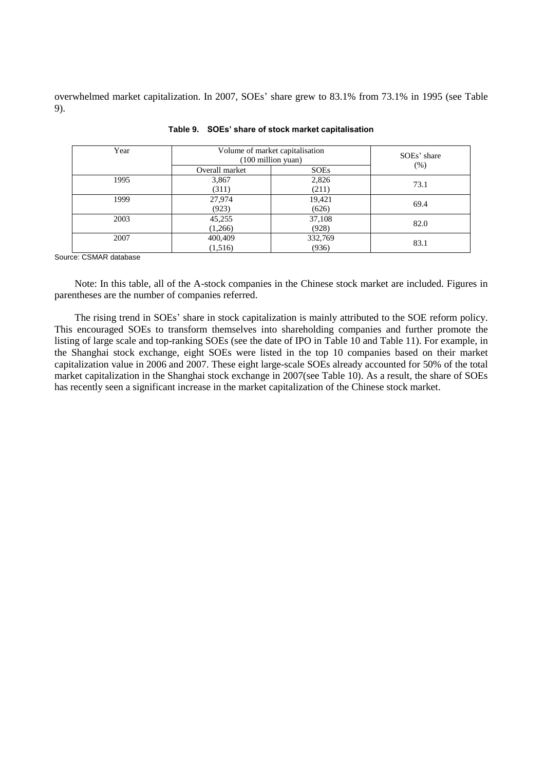overwhelmed market capitalization. In 2007, SOEs' share grew to 83.1% from 73.1% in 1995 (see Table 9).

**Table 9. SOEs' share of stock market capitalisation**

| Year | Volume of market capitalisation (100 million yuan) | | SOEs' share (%) |
|---|---|---|---|
| | Overall market | SOEs | |
| 1995 | 3,867 (311) | 2,826 (211) | 73.1 |
| 1999 | 27,974 (923) | 19,421 (626) | 69.4 |
| 2003 | 45,255 (1,266) | 37,108 (928) | 82.0 |
| 2007 | 400,409 (1,516) | 332,769 (936) | 83.1 |

Source: CSMAR database

Note: In this table, all of the A-stock companies in the Chinese stock market are included. Figures in parentheses are the number of companies referred.

The rising trend in SOEs' share in stock capitalization is mainly attributed to the SOE reform policy. This encouraged SOEs to transform themselves into shareholding companies and further promote the listing of large scale and top-ranking SOEs (see the date of IPO in Table 10 and Table 11). For example, in the Shanghai stock exchange, eight SOEs were listed in the top 10 companies based on their market capitalization value in 2006 and 2007. These eight large-scale SOEs already accounted for 50% of the total market capitalization in the Shanghai stock exchange in 2007(see Table 10). As a result, the share of SOEs has recently seen a significant increase in the market capitalization of the Chinese stock market.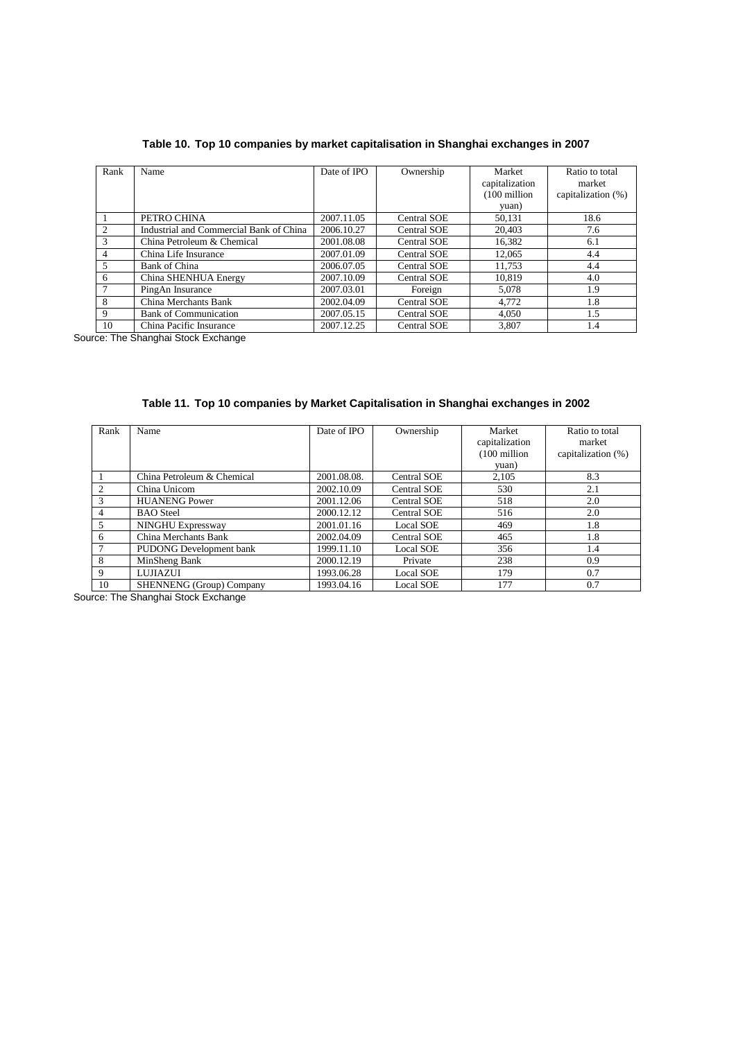**Table 10. Top 10 companies by market capitalisation in Shanghai exchanges in 2007**

| Rank | Name | Date of IPO | Ownership | Market capitalization (100 million yuan) | Ratio to total market capitalization (%) |
|---|---|---|---|---|---|
| 1 | PETRO CHINA | 2007.11.05 | Central SOE | 50,131 | 18.6 |
| 2 | Industrial and Commercial Bank of China | 2006.10.27 | Central SOE | 20,403 | 7.6 |
| 3 | China Petroleum & Chemical | 2001.08.08 | Central SOE | 16,382 | 6.1 |
| 4 | China Life Insurance | 2007.01.09 | Central SOE | 12,065 | 4.4 |
| 5 | Bank of China | 2006.07.05 | Central SOE | 11,753 | 4.4 |
| 6 | China SHENHUA Energy | 2007.10.09 | Central SOE | 10,819 | 4.0 |
| 7 | PingAn Insurance | 2007.03.01 | Foreign | 5,078 | 1.9 |
| 8 | China Merchants Bank | 2002.04.09 | Central SOE | 4,772 | 1.8 |
| 9 | Bank of Communication | 2007.05.15 | Central SOE | 4,050 | 1.5 |
| 10 | China Pacific Insurance | 2007.12.25 | Central SOE | 3,807 | 1.4 |

Source: The Shanghai Stock Exchange

**Table 11. Top 10 companies by Market Capitalisation in Shanghai exchanges in 2002**

| Rank | Name | Date of IPO | Ownership | Market capitalization (100 million yuan) | Ratio to total market capitalization (%) |
|---|---|---|---|---|---|
| 1 | China Petroleum & Chemical | 2001.08.08. | Central SOE | 2,105 | 8.3 |
| 2 | China Unicom | 2002.10.09 | Central SOE | 530 | 2.1 |
| 3 | HUANENG Power | 2001.12.06 | Central SOE | 518 | 2.0 |
| 4 | BAO Steel | 2000.12.12 | Central SOE | 516 | 2.0 |
| 5 | NINGHU Expressway | 2001.01.16 | Local SOE | 469 | 1.8 |
| 6 | China Merchants Bank | 2002.04.09 | Central SOE | 465 | 1.8 |
| 7 | PUDONG Development bank | 1999.11.10 | Local SOE | 356 | 1.4 |
| 8 | MinSheng Bank | 2000.12.19 | Private | 238 | 0.9 |
| 9 | LUJIAZUI | 1993.06.28 | Local SOE | 179 | 0.7 |
| 10 | SHENNENG (Group) Company | 1993.04.16 | Local SOE | 177 | 0.7 |

Source: The Shanghai Stock Exchange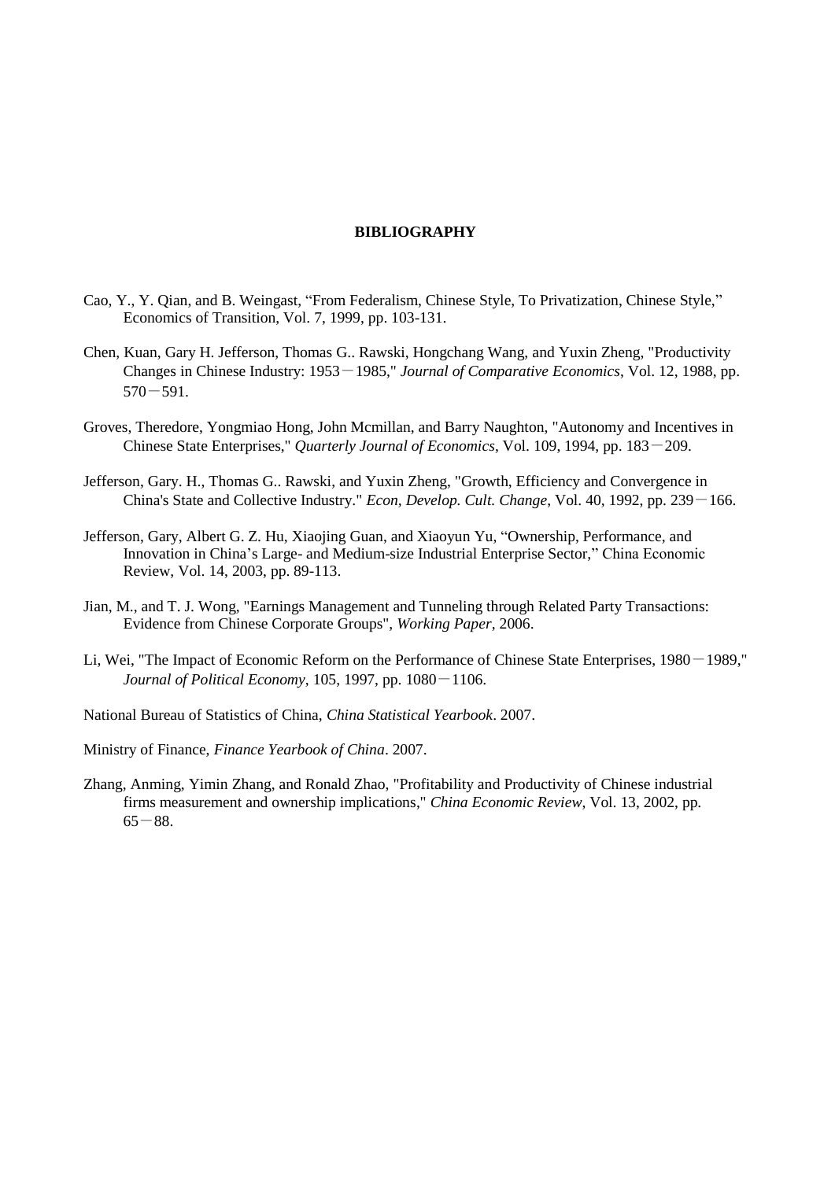# BIBLIOGRAPHY

Cao, Y., Y. Qian, and B. Weingast, “From Federalism, Chinese Style, To Privatization, Chinese Style,” Economics of Transition, Vol. 7, 1999, pp. 103-131.

Chen, Kuan, Gary H. Jefferson, Thomas G.. Rawski, Hongchang Wang, and Yuxin Zheng, "Productivity Changes in Chinese Industry: 1953－1985," *Journal of Comparative Economics*, Vol. 12, 1988, pp. 570－591.

Groves, Theredore, Yongmiao Hong, John Mcmillan, and Barry Naughton, "Autonomy and Incentives in Chinese State Enterprises," *Quarterly Journal of Economics*, Vol. 109, 1994, pp. 183－209.

Jefferson, Gary. H., Thomas G.. Rawski, and Yuxin Zheng, "Growth, Efficiency and Convergence in China's State and Collective Industry." *Econ, Develop. Cult. Change*, Vol. 40, 1992, pp. 239－166.

Jefferson, Gary, Albert G. Z. Hu, Xiaojing Guan, and Xiaoyun Yu, “Ownership, Performance, and Innovation in China’s Large- and Medium-size Industrial Enterprise Sector,” China Economic Review, Vol. 14, 2003, pp. 89-113.

Jian, M., and T. J. Wong, "Earnings Management and Tunneling through Related Party Transactions: Evidence from Chinese Corporate Groups", *Working Paper*, 2006.

Li, Wei, "The Impact of Economic Reform on the Performance of Chinese State Enterprises, 1980－1989," *Journal of Political Economy*, 105, 1997, pp. 1080－1106.

National Bureau of Statistics of China, *China Statistical Yearbook*. 2007.

Ministry of Finance, *Finance Yearbook of China*. 2007.

Zhang, Anming, Yimin Zhang, and Ronald Zhao, "Profitability and Productivity of Chinese industrial firms measurement and ownership implications," *China Economic Review*, Vol. 13, 2002, pp. 65－88.